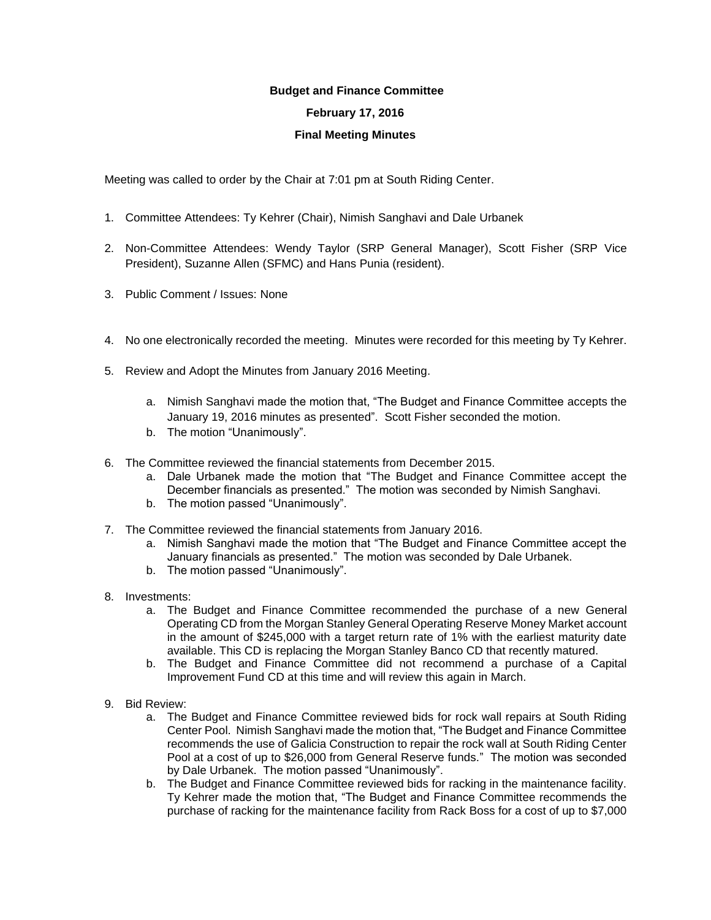**Budget and Finance Committee**

**February 17, 2016**

**Final Meeting Minutes**

Meeting was called to order by the Chair at 7:01 pm at South Riding Center.

1. Committee Attendees: Ty Kehrer (Chair), Nimish Sanghavi and Dale Urbanek

2. Non-Committee Attendees: Wendy Taylor (SRP General Manager), Scott Fisher (SRP Vice President), Suzanne Allen (SFMC) and Hans Punia (resident).

3. Public Comment / Issues: None

4. No one electronically recorded the meeting. Minutes were recorded for this meeting by Ty Kehrer.

5. Review and Adopt the Minutes from January 2016 Meeting.
   a. Nimish Sanghavi made the motion that, "The Budget and Finance Committee accepts the January 19, 2016 minutes as presented". Scott Fisher seconded the motion.
   b. The motion "Unanimously".

6. The Committee reviewed the financial statements from December 2015.
   a. Dale Urbanek made the motion that "The Budget and Finance Committee accept the December financials as presented." The motion was seconded by Nimish Sanghavi.
   b. The motion passed "Unanimously".

7. The Committee reviewed the financial statements from January 2016.
   a. Nimish Sanghavi made the motion that "The Budget and Finance Committee accept the January financials as presented." The motion was seconded by Dale Urbanek.
   b. The motion passed "Unanimously".

8. Investments:
   a. The Budget and Finance Committee recommended the purchase of a new General Operating CD from the Morgan Stanley General Operating Reserve Money Market account in the amount of $245,000 with a target return rate of 1% with the earliest maturity date available. This CD is replacing the Morgan Stanley Banco CD that recently matured.
   b. The Budget and Finance Committee did not recommend a purchase of a Capital Improvement Fund CD at this time and will review this again in March.

9. Bid Review:
   a. The Budget and Finance Committee reviewed bids for rock wall repairs at South Riding Center Pool. Nimish Sanghavi made the motion that, "The Budget and Finance Committee recommends the use of Galicia Construction to repair the rock wall at South Riding Center Pool at a cost of up to $26,000 from General Reserve funds." The motion was seconded by Dale Urbanek. The motion passed "Unanimously".
   b. The Budget and Finance Committee reviewed bids for racking in the maintenance facility. Ty Kehrer made the motion that, "The Budget and Finance Committee recommends the purchase of racking for the maintenance facility from Rack Boss for a cost of up to $7,000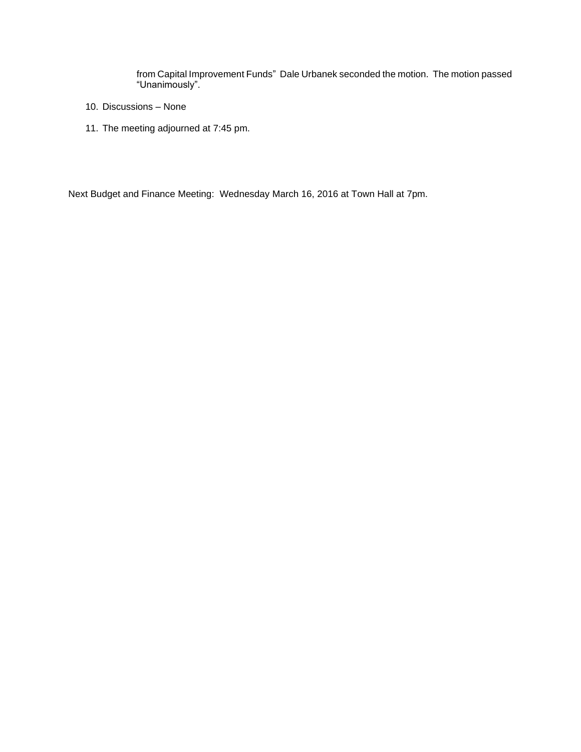from Capital Improvement Funds" Dale Urbanek seconded the motion. The motion passed "Unanimously".

10. Discussions – None

11. The meeting adjourned at 7:45 pm.

Next Budget and Finance Meeting: Wednesday March 16, 2016 at Town Hall at 7pm.